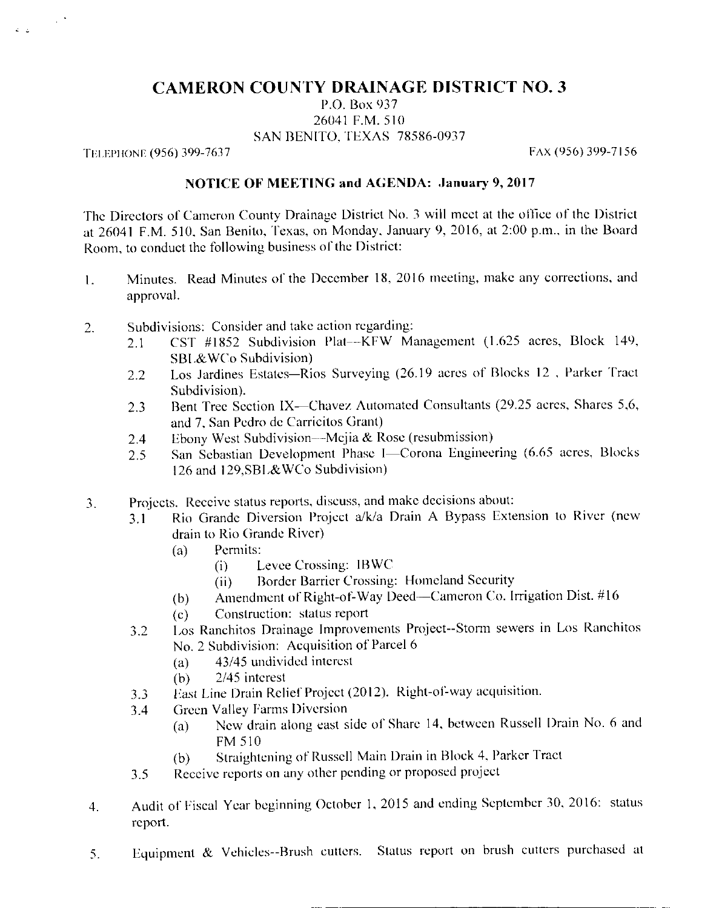# CAMERON COUNTY DRAINAGE DISTRICT NO. 3

P.O. Box 937
26041 F.M. 510
SAN BENITO, TEXAS 78586-0937

TELEPHONE (956) 399-7637 FAX (956) 399-7156

**NOTICE OF MEETING and AGENDA: January 9, 2017**

The Directors of Cameron County Drainage District No. 3 will meet at the office of the District at 26041 F.M. 510, San Benito, Texas, on Monday, January 9, 2016, at 2:00 p.m., in the Board Room, to conduct the following business of the District:

1. Minutes. Read Minutes of the December 18, 2016 meeting, make any corrections, and approval.

2. Subdivisions: Consider and take action regarding:
   - 2.1 CST #1852 Subdivision Plat--KFW Management (1.625 acres, Block 149, SBL&WCo Subdivision)
   - 2.2 Los Jardines Estates—Rios Surveying (26.19 acres of Blocks 12 , Parker Tract Subdivision).
   - 2.3 Bent Tree Section IX—Chavez Automated Consultants (29.25 acres, Shares 5,6, and 7, San Pedro de Carricitos Grant)
   - 2.4 Ebony West Subdivision—Mejia & Rose (resubmission)
   - 2.5 San Sebastian Development Phase I—Corona Engineering (6.65 acres, Blocks 126 and 129,SBL&WCo Subdivision)

3. Projects. Receive status reports, discuss, and make decisions about:
   - 3.1 Rio Grande Diversion Project a/k/a Drain A Bypass Extension to River (new drain to Rio Grande River)
     - (a) Permits:
       - (i) Levee Crossing: IBWC
       - (ii) Border Barrier Crossing: Homeland Security
     - (b) Amendment of Right-of-Way Deed—Cameron Co. Irrigation Dist. #16
     - (c) Construction: status report
   - 3.2 Los Ranchitos Drainage Improvements Project--Storm sewers in Los Ranchitos No. 2 Subdivision: Acquisition of Parcel 6
     - (a) 43/45 undivided interest
     - (b) 2/45 interest
   - 3.3 East Line Drain Relief Project (2012). Right-of-way acquisition.
   - 3.4 Green Valley Farms Diversion
     - (a) New drain along east side of Share 14, between Russell Drain No. 6 and FM 510
     - (b) Straightening of Russell Main Drain in Block 4, Parker Tract
   - 3.5 Receive reports on any other pending or proposed project

4. Audit of Fiscal Year beginning October 1, 2015 and ending September 30, 2016: status report.

5. Equipment & Vehicles--Brush cutters. Status report on brush cutters purchased at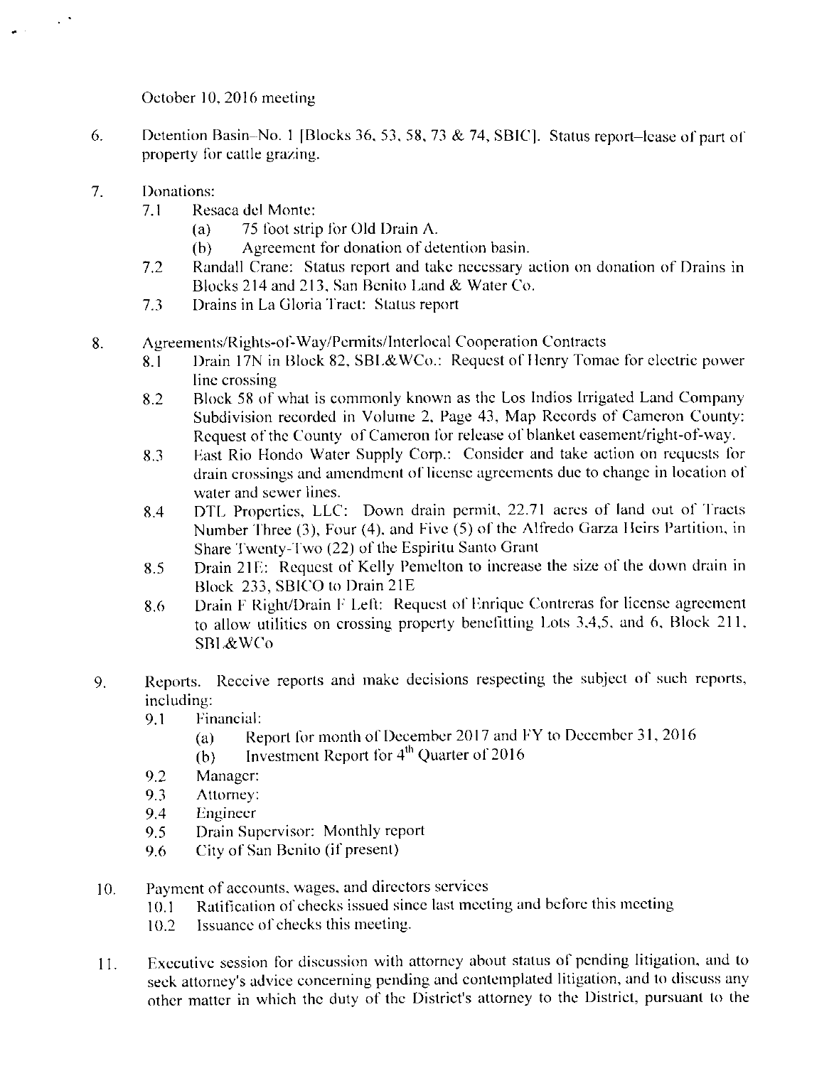October 10, 2016 meeting

6. Detention Basin–No. 1 [Blocks 36, 53, 58, 73 & 74, SBIC]. Status report–lease of part of property for cattle grazing.

7. Donations:
   7.1 Resaca del Monte:
      (a) 75 foot strip for Old Drain A.
      (b) Agreement for donation of detention basin.
   7.2 Randall Crane: Status report and take necessary action on donation of Drains in Blocks 214 and 213, San Benito Land & Water Co.
   7.3 Drains in La Gloria Tract: Status report

8. Agreements/Rights-of-Way/Permits/Interlocal Cooperation Contracts
   8.1 Drain 17N in Block 82, SBL&WCo.: Request of Henry Tomac for electric power line crossing
   8.2 Block 58 of what is commonly known as the Los Indios Irrigated Land Company Subdivision recorded in Volume 2, Page 43, Map Records of Cameron County: Request of the County of Cameron for release of blanket easement/right-of-way.
   8.3 East Rio Hondo Water Supply Corp.: Consider and take action on requests for drain crossings and amendment of license agreements due to change in location of water and sewer lines.
   8.4 DTL Properties, LLC: Down drain permit, 22.71 acres of land out of Tracts Number Three (3), Four (4), and Five (5) of the Alfredo Garza Heirs Partition, in Share Twenty-Two (22) of the Espiritu Santo Grant
   8.5 Drain 21E: Request of Kelly Pemelton to increase the size of the down drain in Block 233, SBICO to Drain 21E
   8.6 Drain F Right/Drain F Left: Request of Enrique Contreras for license agreement to allow utilities on crossing property benefitting Lots 3,4,5, and 6, Block 211, SBL&WCo

9. Reports. Receive reports and make decisions respecting the subject of such reports, including:
   9.1 Financial:
      (a) Report for month of December 2017 and FY to December 31, 2016
      (b) Investment Report for 4th Quarter of 2016
   9.2 Manager:
   9.3 Attorney:
   9.4 Engineer
   9.5 Drain Supervisor: Monthly report
   9.6 City of San Benito (if present)

10. Payment of accounts, wages, and directors services
   10.1 Ratification of checks issued since last meeting and before this meeting
   10.2 Issuance of checks this meeting.

11. Executive session for discussion with attorney about status of pending litigation, and to seek attorney's advice concerning pending and contemplated litigation, and to discuss any other matter in which the duty of the District's attorney to the District, pursuant to the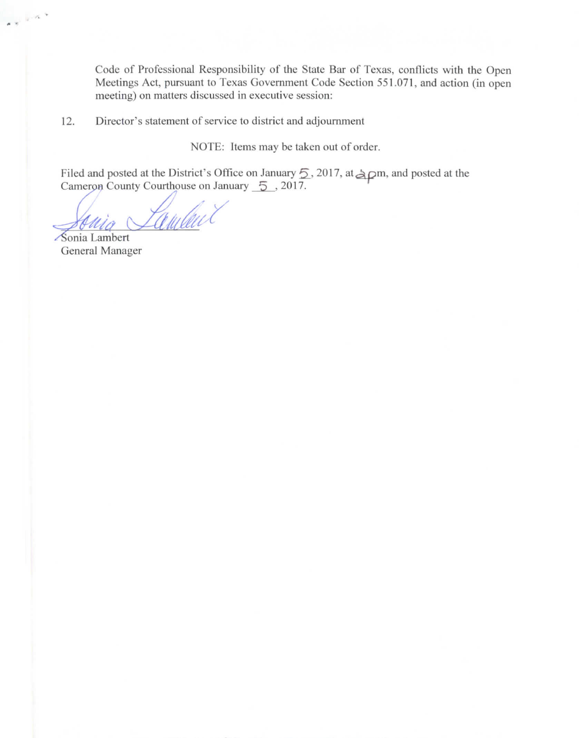Code of Professional Responsibility of the State Bar of Texas, conflicts with the Open Meetings Act, pursuant to Texas Government Code Section 551.071, and action (in open meeting) on matters discussed in executive session:

12. Director's statement of service to district and adjournment

NOTE: Items may be taken out of order.

Filed and posted at the District's Office on January 5, 2017, at 2pm, and posted at the Cameron County Courthouse on January 5, 2017.

Sonia Lambert
General Manager